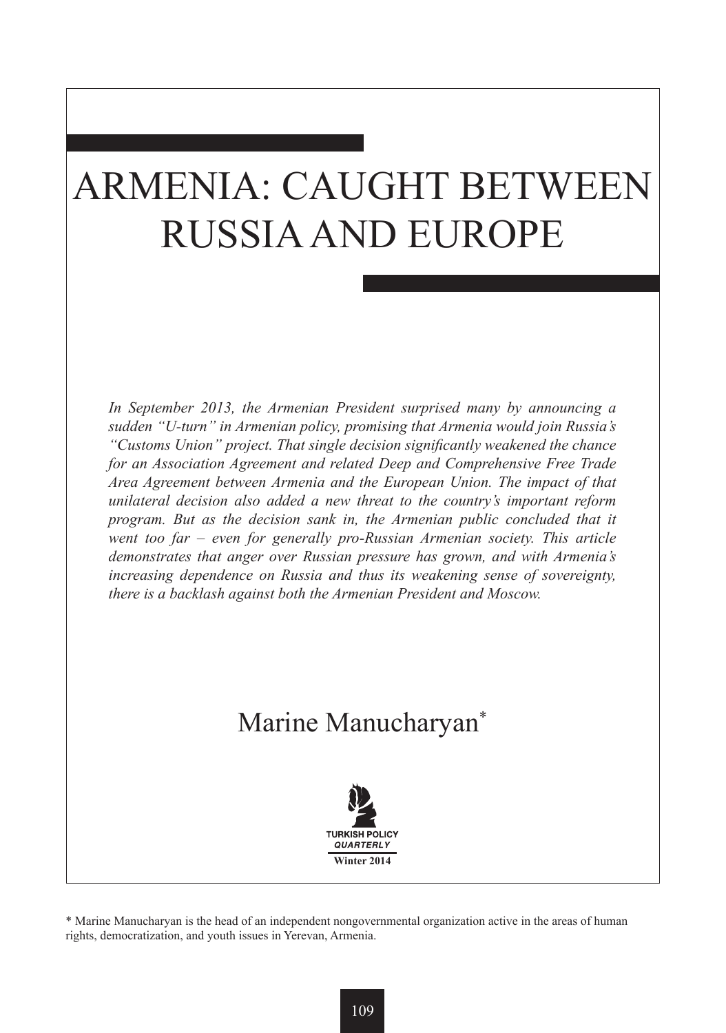# ARMENIA: CAUGHT BETWEEN RUSSIA AND EUROPE

*In September 2013, the Armenian President surprised many by announcing a sudden "U-turn" in Armenian policy, promising that Armenia would join Russia's "Customs Union" project. That single decision significantly weakened the chance for an Association Agreement and related Deep and Comprehensive Free Trade Area Agreement between Armenia and the European Union. The impact of that unilateral decision also added a new threat to the country's important reform program. But as the decision sank in, the Armenian public concluded that it went too far – even for generally pro-Russian Armenian society. This article demonstrates that anger over Russian pressure has grown, and with Armenia's increasing dependence on Russia and thus its weakening sense of sovereignty, there is a backlash against both the Armenian President and Moscow.*

Marine Manucharyan*

TURKISH POLICY QUARTERLY
Winter 2014

\* Marine Manucharyan is the head of an independent nongovernmental organization active in the areas of human rights, democratization, and youth issues in Yerevan, Armenia.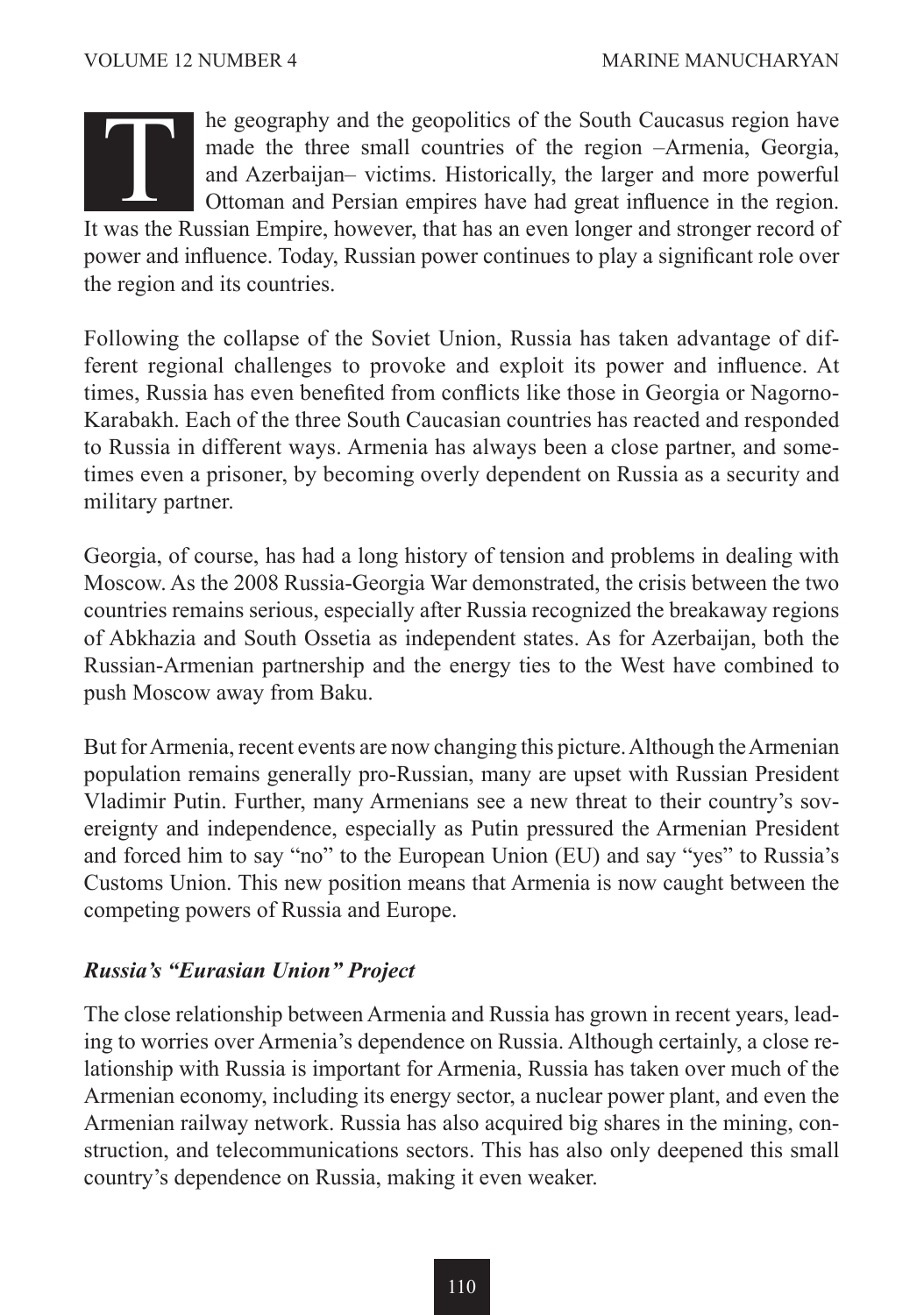The geography and the geopolitics of the South Caucasus region have made the three small countries of the region –Armenia, Georgia, and Azerbaijan– victims. Historically, the larger and more powerful Ottoman and Persian empires have had great influence in the region. It was the Russian Empire, however, that has an even longer and stronger record of power and influence. Today, Russian power continues to play a significant role over the region and its countries.

Following the collapse of the Soviet Union, Russia has taken advantage of different regional challenges to provoke and exploit its power and influence. At times, Russia has even benefited from conflicts like those in Georgia or Nagorno-Karabakh. Each of the three South Caucasian countries has reacted and responded to Russia in different ways. Armenia has always been a close partner, and sometimes even a prisoner, by becoming overly dependent on Russia as a security and military partner.

Georgia, of course, has had a long history of tension and problems in dealing with Moscow. As the 2008 Russia-Georgia War demonstrated, the crisis between the two countries remains serious, especially after Russia recognized the breakaway regions of Abkhazia and South Ossetia as independent states. As for Azerbaijan, both the Russian-Armenian partnership and the energy ties to the West have combined to push Moscow away from Baku.

But for Armenia, recent events are now changing this picture. Although the Armenian population remains generally pro-Russian, many are upset with Russian President Vladimir Putin. Further, many Armenians see a new threat to their country's sovereignty and independence, especially as Putin pressured the Armenian President and forced him to say "no" to the European Union (EU) and say "yes" to Russia's Customs Union. This new position means that Armenia is now caught between the competing powers of Russia and Europe.

### *Russia's "Eurasian Union" Project*

The close relationship between Armenia and Russia has grown in recent years, leading to worries over Armenia's dependence on Russia. Although certainly, a close relationship with Russia is important for Armenia, Russia has taken over much of the Armenian economy, including its energy sector, a nuclear power plant, and even the Armenian railway network. Russia has also acquired big shares in the mining, construction, and telecommunications sectors. This has also only deepened this small country's dependence on Russia, making it even weaker.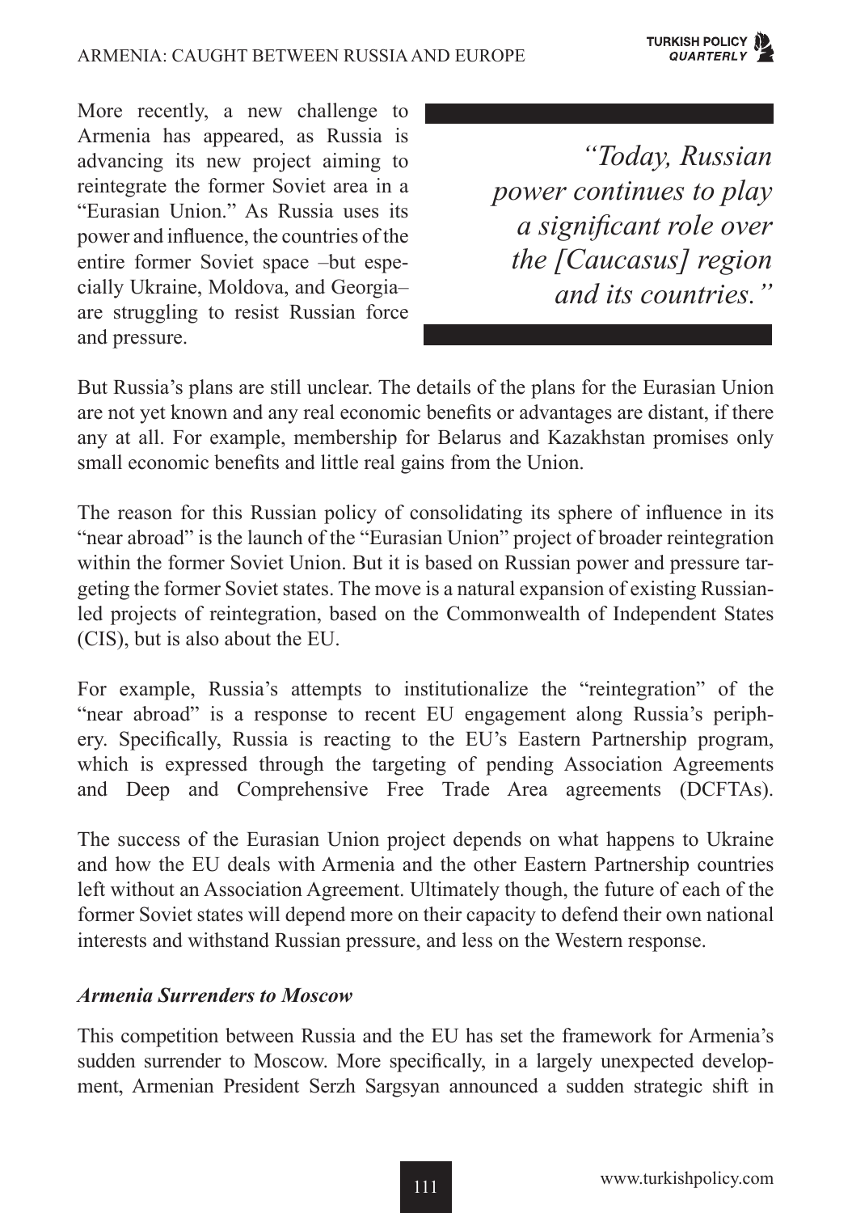More recently, a new challenge to Armenia has appeared, as Russia is advancing its new project aiming to reintegrate the former Soviet area in a "Eurasian Union." As Russia uses its power and influence, the countries of the entire former Soviet space –but especially Ukraine, Moldova, and Georgia– are struggling to resist Russian force and pressure.

> *"Today, Russian power continues to play a significant role over the [Caucasus] region and its countries."*

But Russia's plans are still unclear. The details of the plans for the Eurasian Union are not yet known and any real economic benefits or advantages are distant, if there any at all. For example, membership for Belarus and Kazakhstan promises only small economic benefits and little real gains from the Union.

The reason for this Russian policy of consolidating its sphere of influence in its "near abroad" is the launch of the "Eurasian Union" project of broader reintegration within the former Soviet Union. But it is based on Russian power and pressure targeting the former Soviet states. The move is a natural expansion of existing Russian-led projects of reintegration, based on the Commonwealth of Independent States (CIS), but is also about the EU.

For example, Russia's attempts to institutionalize the "reintegration" of the "near abroad" is a response to recent EU engagement along Russia's periphery. Specifically, Russia is reacting to the EU's Eastern Partnership program, which is expressed through the targeting of pending Association Agreements and Deep and Comprehensive Free Trade Area agreements (DCFTAs).

The success of the Eurasian Union project depends on what happens to Ukraine and how the EU deals with Armenia and the other Eastern Partnership countries left without an Association Agreement. Ultimately though, the future of each of the former Soviet states will depend more on their capacity to defend their own national interests and withstand Russian pressure, and less on the Western response.

### *Armenia Surrenders to Moscow*

This competition between Russia and the EU has set the framework for Armenia's sudden surrender to Moscow. More specifically, in a largely unexpected development, Armenian President Serzh Sargsyan announced a sudden strategic shift in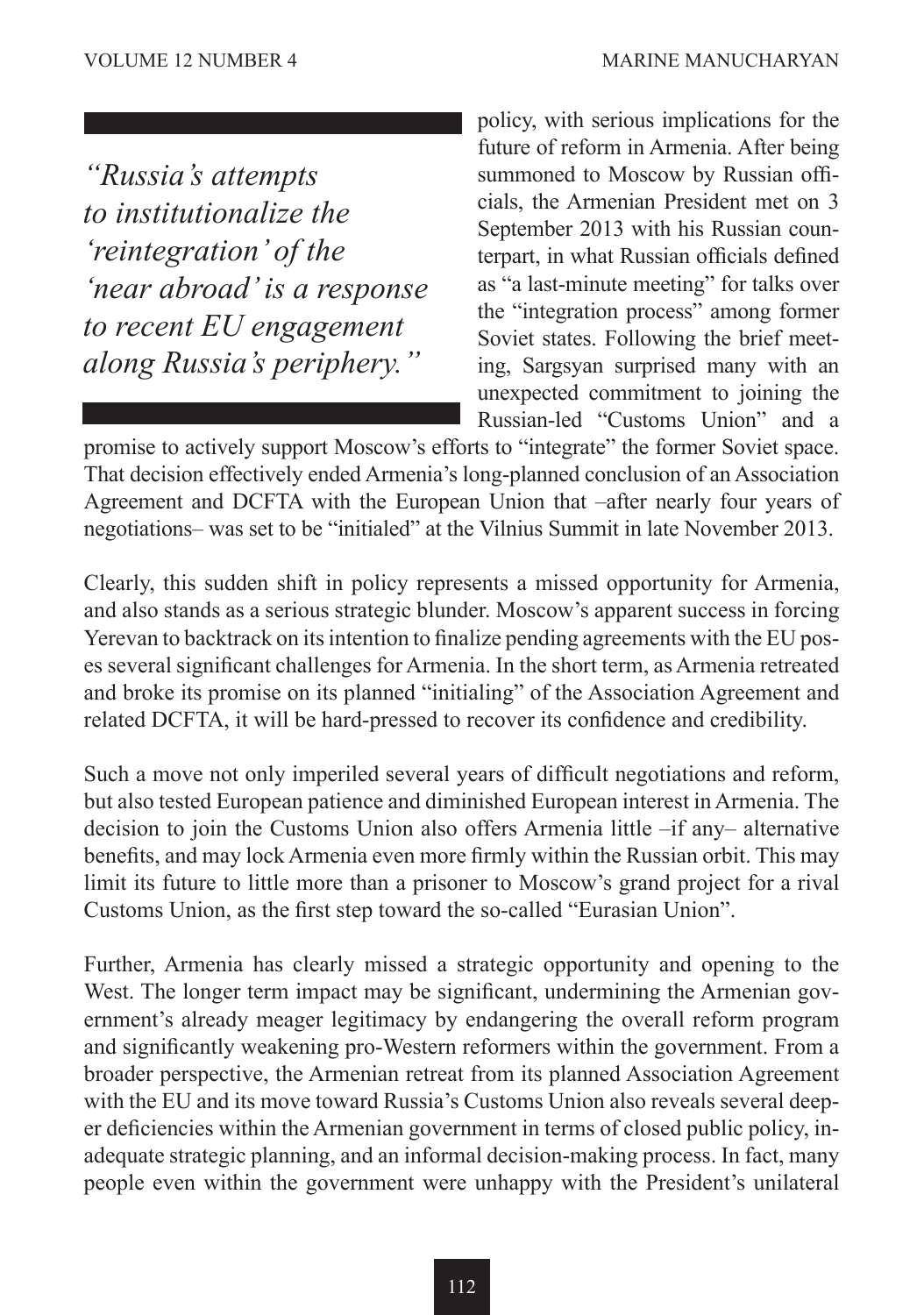> *"Russia's attempts to institutionalize the 'reintegration' of the 'near abroad' is a response to recent EU engagement along Russia's periphery."*

policy, with serious implications for the future of reform in Armenia. After being summoned to Moscow by Russian officials, the Armenian President met on 3 September 2013 with his Russian counterpart, in what Russian officials defined as "a last-minute meeting" for talks over the "integration process" among former Soviet states. Following the brief meeting, Sargsyan surprised many with an unexpected commitment to joining the Russian-led "Customs Union" and a promise to actively support Moscow's efforts to "integrate" the former Soviet space. That decision effectively ended Armenia's long-planned conclusion of an Association Agreement and DCFTA with the European Union that –after nearly four years of negotiations– was set to be "initialed" at the Vilnius Summit in late November 2013.

Clearly, this sudden shift in policy represents a missed opportunity for Armenia, and also stands as a serious strategic blunder. Moscow's apparent success in forcing Yerevan to backtrack on its intention to finalize pending agreements with the EU poses several significant challenges for Armenia. In the short term, as Armenia retreated and broke its promise on its planned "initialing" of the Association Agreement and related DCFTA, it will be hard-pressed to recover its confidence and credibility.

Such a move not only imperiled several years of difficult negotiations and reform, but also tested European patience and diminished European interest in Armenia. The decision to join the Customs Union also offers Armenia little –if any– alternative benefits, and may lock Armenia even more firmly within the Russian orbit. This may limit its future to little more than a prisoner to Moscow's grand project for a rival Customs Union, as the first step toward the so-called "Eurasian Union".

Further, Armenia has clearly missed a strategic opportunity and opening to the West. The longer term impact may be significant, undermining the Armenian government's already meager legitimacy by endangering the overall reform program and significantly weakening pro-Western reformers within the government. From a broader perspective, the Armenian retreat from its planned Association Agreement with the EU and its move toward Russia's Customs Union also reveals several deeper deficiencies within the Armenian government in terms of closed public policy, inadequate strategic planning, and an informal decision-making process. In fact, many people even within the government were unhappy with the President's unilateral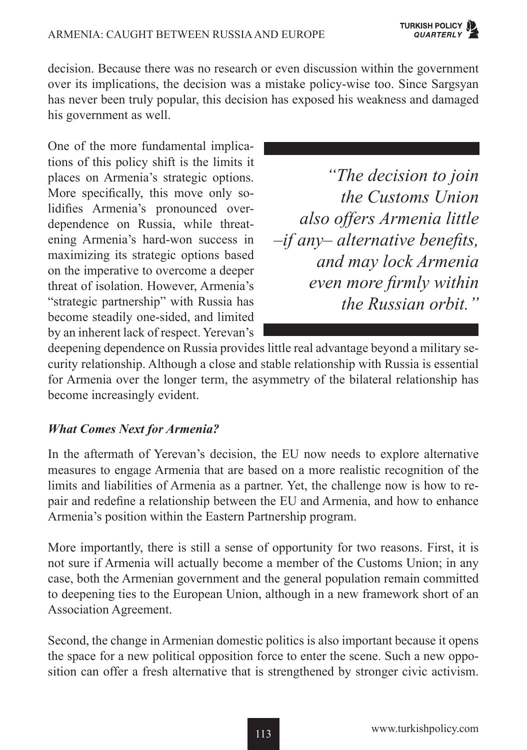decision. Because there was no research or even discussion within the government over its implications, the decision was a mistake policy-wise too. Since Sargsyan has never been truly popular, this decision has exposed his weakness and damaged his government as well.

One of the more fundamental implications of this policy shift is the limits it places on Armenia's strategic options. More specifically, this move only solidifies Armenia's pronounced over-dependence on Russia, while threatening Armenia's hard-won success in maximizing its strategic options based on the imperative to overcome a deeper threat of isolation. However, Armenia's "strategic partnership" with Russia has become steadily one-sided, and limited by an inherent lack of respect. Yerevan's deepening dependence on Russia provides little real advantage beyond a military security relationship. Although a close and stable relationship with Russia is essential for Armenia over the longer term, the asymmetry of the bilateral relationship has become increasingly evident.

> *"The decision to join the Customs Union also offers Armenia little –if any– alternative benefits, and may lock Armenia even more firmly within the Russian orbit."*

### *What Comes Next for Armenia?*

In the aftermath of Yerevan's decision, the EU now needs to explore alternative measures to engage Armenia that are based on a more realistic recognition of the limits and liabilities of Armenia as a partner. Yet, the challenge now is how to repair and redefine a relationship between the EU and Armenia, and how to enhance Armenia's position within the Eastern Partnership program.

More importantly, there is still a sense of opportunity for two reasons. First, it is not sure if Armenia will actually become a member of the Customs Union; in any case, both the Armenian government and the general population remain committed to deepening ties to the European Union, although in a new framework short of an Association Agreement.

Second, the change in Armenian domestic politics is also important because it opens the space for a new political opposition force to enter the scene. Such a new opposition can offer a fresh alternative that is strengthened by stronger civic activism.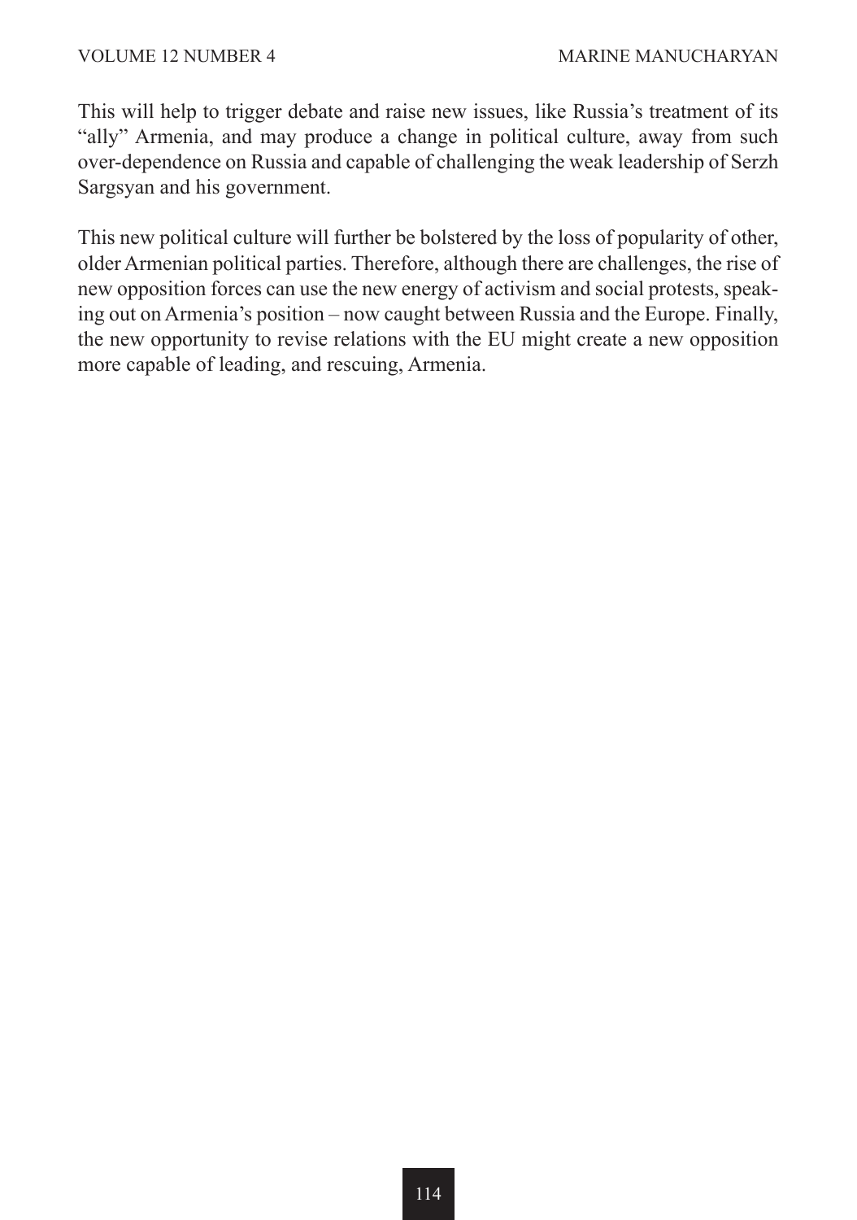This will help to trigger debate and raise new issues, like Russia's treatment of its "ally" Armenia, and may produce a change in political culture, away from such over-dependence on Russia and capable of challenging the weak leadership of Serzh Sargsyan and his government.

This new political culture will further be bolstered by the loss of popularity of other, older Armenian political parties. Therefore, although there are challenges, the rise of new opposition forces can use the new energy of activism and social protests, speaking out on Armenia's position – now caught between Russia and the Europe. Finally, the new opportunity to revise relations with the EU might create a new opposition more capable of leading, and rescuing, Armenia.